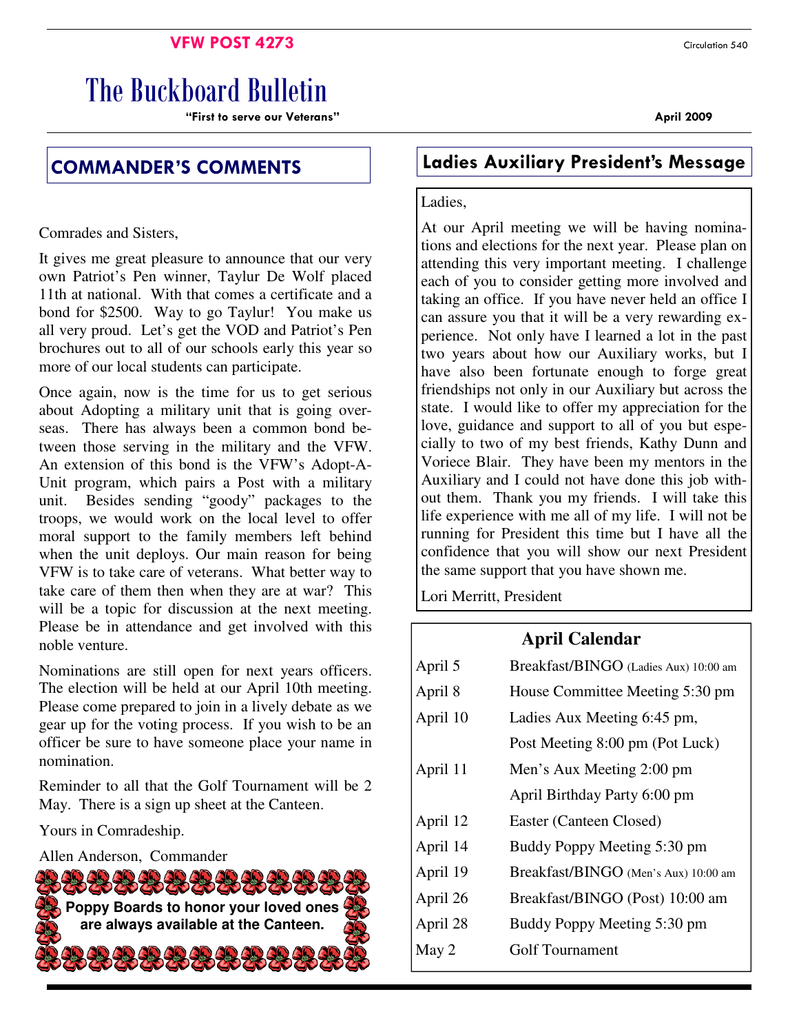**VFW POST 4273**

Circulation 540

# The Buckboard Bulletin

**"First to serve our Veterans"**

**April 2009**

## COMMANDER'S COMMENTS

Comrades and Sisters,

It gives me great pleasure to announce that our very own Patriot's Pen winner, Taylur De Wolf placed 11th at national. With that comes a certificate and a bond for $2500. Way to go Taylur! You make us all very proud. Let's get the VOD and Patriot's Pen brochures out to all of our schools early this year so more of our local students can participate.

Once again, now is the time for us to get serious about Adopting a military unit that is going overseas. There has always been a common bond between those serving in the military and the VFW. An extension of this bond is the VFW's Adopt-A-Unit program, which pairs a Post with a military unit. Besides sending "goody" packages to the troops, we would work on the local level to offer moral support to the family members left behind when the unit deploys. Our main reason for being VFW is to take care of veterans. What better way to take care of them then when they are at war? This will be a topic for discussion at the next meeting. Please be in attendance and get involved with this noble venture.

Nominations are still open for next years officers. The election will be held at our April 10th meeting. Please come prepared to join in a lively debate as we gear up for the voting process. If you wish to be an officer be sure to have someone place your name in nomination.

Reminder to all that the Golf Tournament will be 2 May. There is a sign up sheet at the Canteen.

Yours in Comradeship.

Allen Anderson, Commander

**Poppy Boards to honor your loved ones are always available at the Canteen.**

## Ladies Auxiliary President's Message

Ladies,

At our April meeting we will be having nominations and elections for the next year. Please plan on attending this very important meeting. I challenge each of you to consider getting more involved and taking an office. If you have never held an office I can assure you that it will be a very rewarding experience. Not only have I learned a lot in the past two years about how our Auxiliary works, but I have also been fortunate enough to forge great friendships not only in our Auxiliary but across the state. I would like to offer my appreciation for the love, guidance and support to all of you but especially to two of my best friends, Kathy Dunn and Voriece Blair. They have been my mentors in the Auxiliary and I could not have done this job without them. Thank you my friends. I will take this life experience with me all of my life. I will not be running for President this time but I have all the confidence that you will show our next President the same support that you have shown me.

Lori Merritt, President

## April Calendar

| Date | Event |
|---|---|
| April 5 | Breakfast/BINGO (Ladies Aux) 10:00 am |
| April 8 | House Committee Meeting 5:30 pm |
| April 10 | Ladies Aux Meeting 6:45 pm, |
| | Post Meeting 8:00 pm (Pot Luck) |
| April 11 | Men's Aux Meeting 2:00 pm |
| | April Birthday Party 6:00 pm |
| April 12 | Easter (Canteen Closed) |
| April 14 | Buddy Poppy Meeting 5:30 pm |
| April 19 | Breakfast/BINGO (Men's Aux) 10:00 am |
| April 26 | Breakfast/BINGO (Post) 10:00 am |
| April 28 | Buddy Poppy Meeting 5:30 pm |
| May 2 | Golf Tournament |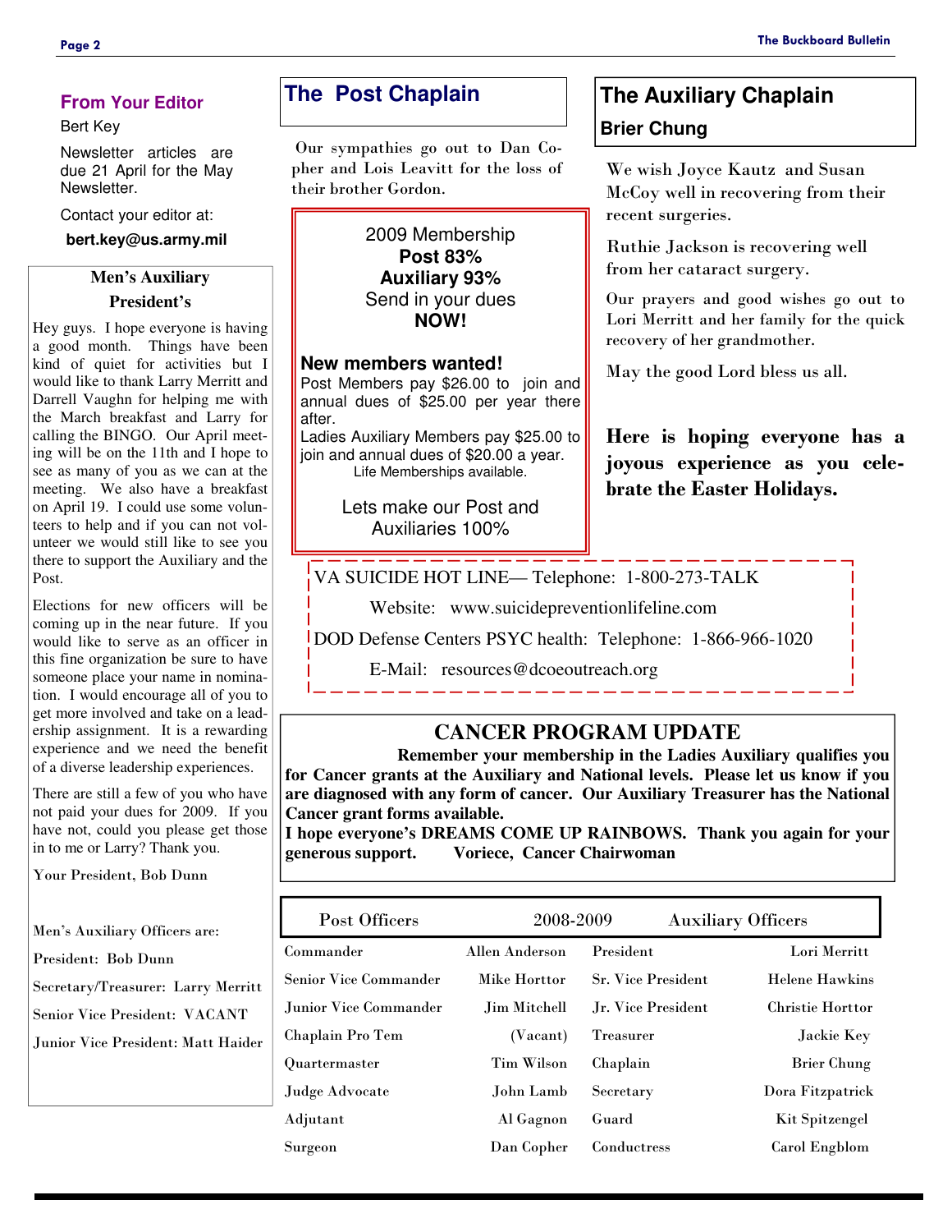## From Your Editor

Bert Key

Newsletter articles are due 21 April for the May Newsletter.

Contact your editor at:

**bert.key@us.army.mil**

### Men's Auxiliary President's

Hey guys. I hope everyone is having a good month. Things have been kind of quiet for activities but I would like to thank Larry Merritt and Darrell Vaughn for helping me with the March breakfast and Larry for calling the BINGO. Our April meeting will be on the 11th and I hope to see as many of you as we can at the meeting. We also have a breakfast on April 19. I could use some volunteers to help and if you can not volunteer we would still like to see you there to support the Auxiliary and the Post.

Elections for new officers will be coming up in the near future. If you would like to serve as an officer in this fine organization be sure to have someone place your name in nomination. I would encourage all of you to get more involved and take on a leadership assignment. It is a rewarding experience and we need the benefit of a diverse leadership experiences.

There are still a few of you who have not paid your dues for 2009. If you have not, could you please get those in to me or Larry? Thank you.

Your President, Bob Dunn

Men's Auxiliary Officers are:

President: Bob Dunn

Secretary/Treasurer: Larry Merritt

Senior Vice President: VACANT

Junior Vice President: Matt Haider

## The Post Chaplain

Our sympathies go out to Dan Copher and Lois Leavitt for the loss of their brother Gordon.

2009 Membership
**Post 83%**
**Auxiliary 93%**
Send in your dues
**NOW!**

**New members wanted!**
Post Members pay $26.00 to join and annual dues of $25.00 per year there after.
Ladies Auxiliary Members pay $25.00 to join and annual dues of $20.00 a year.
Life Memberships available.

Lets make our Post and Auxiliaries 100%

## The Auxiliary Chaplain

### Brier Chung

We wish Joyce Kautz and Susan McCoy well in recovering from their recent surgeries.

Ruthie Jackson is recovering well from her cataract surgery.

Our prayers and good wishes go out to Lori Merritt and her family for the quick recovery of her grandmother.

May the good Lord bless us all.

**Here is hoping everyone has a joyous experience as you celebrate the Easter Holidays.**

VA SUICIDE HOT LINE— Telephone: 1-800-273-TALK

Website: www.suicidepreventionlifeline.com

DOD Defense Centers PSYC health: Telephone: 1-866-966-1020

E-Mail: resources@dcoeoutreach.org

## CANCER PROGRAM UPDATE

**Remember your membership in the Ladies Auxiliary qualifies you for Cancer grants at the Auxiliary and National levels. Please let us know if you are diagnosed with any form of cancer. Our Auxiliary Treasurer has the National Cancer grant forms available.**

**I hope everyone's DREAMS COME UP RAINBOWS. Thank you again for your generous support. Voriece, Cancer Chairwoman**

| Post Officers | 2008-2009 | Auxiliary Officers | |
|---|---|---|---|
| Commander | Allen Anderson | President | Lori Merritt |
| Senior Vice Commander | Mike Horttor | Sr. Vice President | Helene Hawkins |
| Junior Vice Commander | Jim Mitchell | Jr. Vice President | Christie Horttor |
| Chaplain Pro Tem | (Vacant) | Treasurer | Jackie Key |
| Quartermaster | Tim Wilson | Chaplain | Brier Chung |
| Judge Advocate | John Lamb | Secretary | Dora Fitzpatrick |
| Adjutant | Al Gagnon | Guard | Kit Spitzengel |
| Surgeon | Dan Copher | Conductress | Carol Engblom |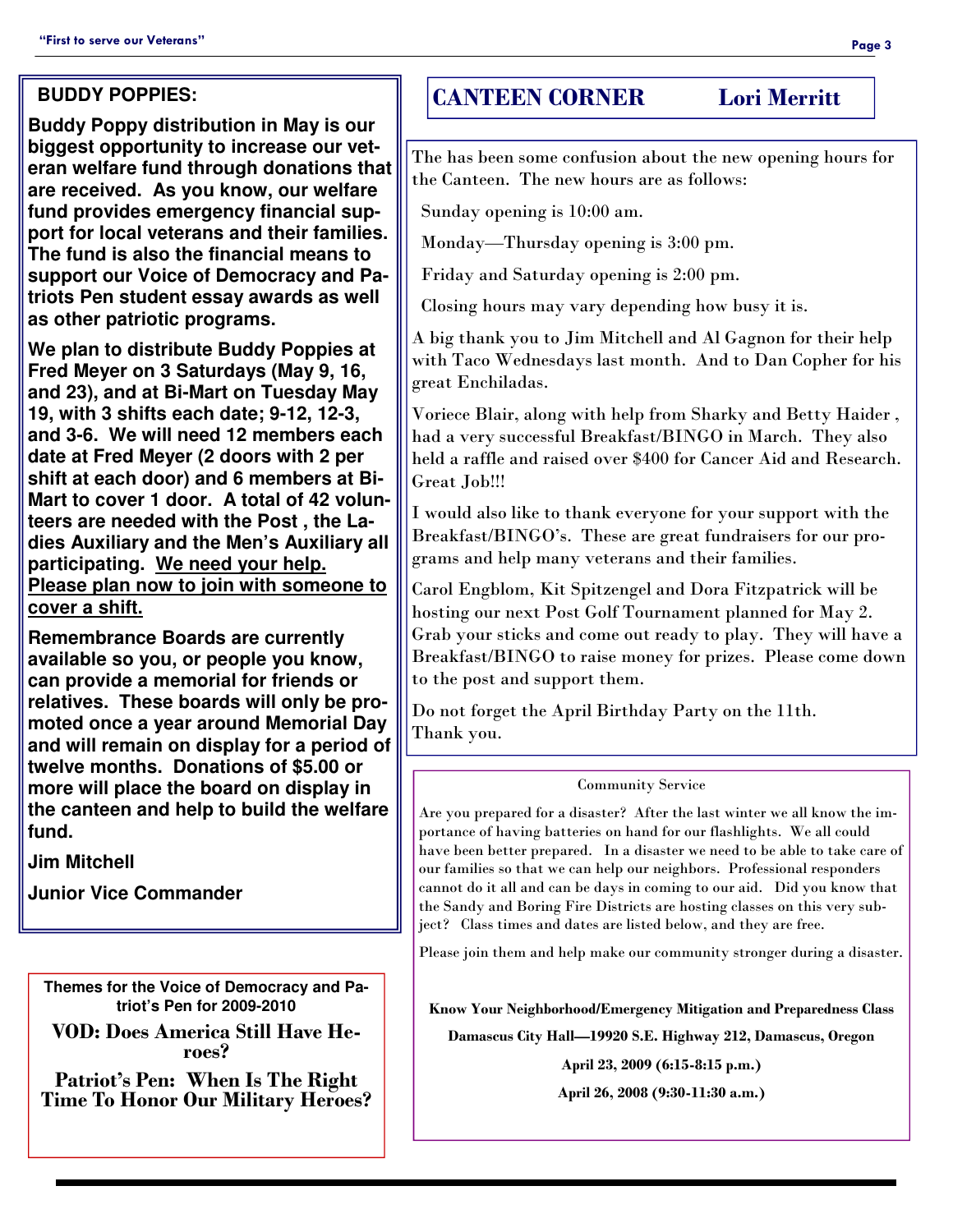## BUDDY POPPIES:

**Buddy Poppy distribution in May is our biggest opportunity to increase our veteran welfare fund through donations that are received. As you know, our welfare fund provides emergency financial support for local veterans and their families. The fund is also the financial means to support our Voice of Democracy and Patriots Pen student essay awards as well as other patriotic programs.**

**We plan to distribute Buddy Poppies at Fred Meyer on 3 Saturdays (May 9, 16, and 23), and at Bi-Mart on Tuesday May 19, with 3 shifts each date; 9-12, 12-3, and 3-6. We will need 12 members each date at Fred Meyer (2 doors with 2 per shift at each door) and 6 members at Bi-Mart to cover 1 door. A total of 42 volunteers are needed with the Post , the Ladies Auxiliary and the Men's Auxiliary all participating. <u>We need your help. Please plan now to join with someone to cover a shift.</u>**

**Remembrance Boards are currently available so you, or people you know, can provide a memorial for friends or relatives. These boards will only be promoted once a year around Memorial Day and will remain on display for a period of twelve months. Donations of $5.00 or more will place the board on display in the canteen and help to build the welfare fund.**

**Jim Mitchell**

**Junior Vice Commander**

**Themes for the Voice of Democracy and Patriot's Pen for 2009-2010**

**VOD: Does America Still Have Heroes?**

**Patriot's Pen: When Is The Right Time To Honor Our Military Heroes?**

## CANTEEN CORNER — Lori Merritt

The has been some confusion about the new opening hours for the Canteen. The new hours are as follows:

Sunday opening is 10:00 am.

Monday—Thursday opening is 3:00 pm.

Friday and Saturday opening is 2:00 pm.

Closing hours may vary depending how busy it is.

A big thank you to Jim Mitchell and Al Gagnon for their help with Taco Wednesdays last month. And to Dan Copher for his great Enchiladas.

Voriece Blair, along with help from Sharky and Betty Haider , had a very successful Breakfast/BINGO in March. They also held a raffle and raised over $400 for Cancer Aid and Research. Great Job!!!

I would also like to thank everyone for your support with the Breakfast/BINGO's. These are great fundraisers for our programs and help many veterans and their families.

Carol Engblom, Kit Spitzengel and Dora Fitzpatrick will be hosting our next Post Golf Tournament planned for May 2. Grab your sticks and come out ready to play. They will have a Breakfast/BINGO to raise money for prizes. Please come down to the post and support them.

Do not forget the April Birthday Party on the 11th.
Thank you.

### Community Service

Are you prepared for a disaster? After the last winter we all know the importance of having batteries on hand for our flashlights. We all could have been better prepared. In a disaster we need to be able to take care of our families so that we can help our neighbors. Professional responders cannot do it all and can be days in coming to our aid. Did you know that the Sandy and Boring Fire Districts are hosting classes on this very subject? Class times and dates are listed below, and they are free.

Please join them and help make our community stronger during a disaster.

**Know Your Neighborhood/Emergency Mitigation and Preparedness Class**

**Damascus City Hall—19920 S.E. Highway 212, Damascus, Oregon**

**April 23, 2009 (6:15-8:15 p.m.)**

**April 26, 2008 (9:30-11:30 a.m.)**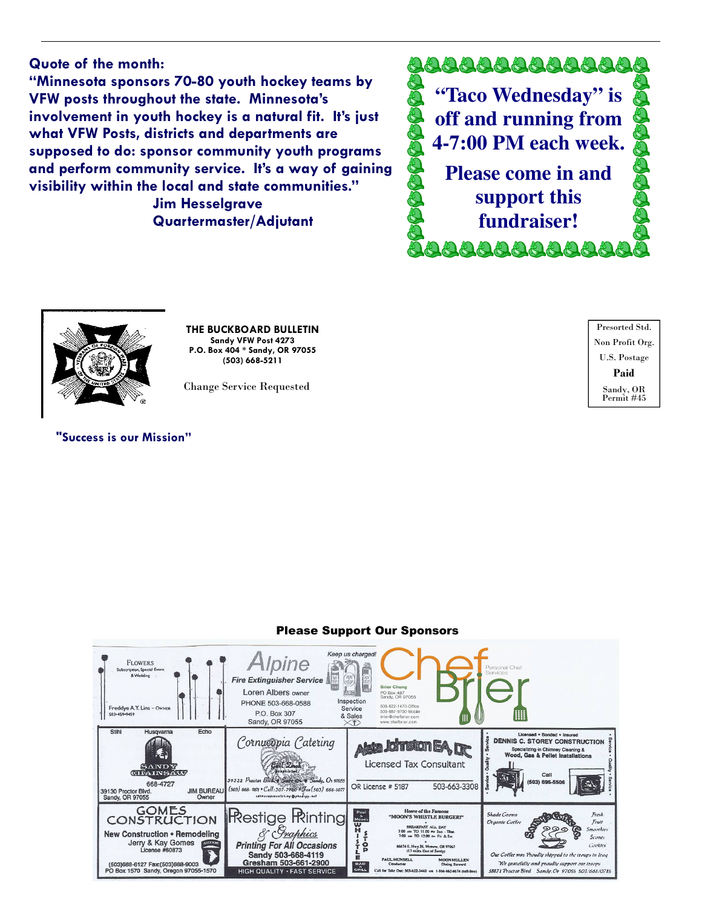**Quote of the month:**

**"Minnesota sponsors 70-80 youth hockey teams by VFW posts throughout the state. Minnesota's involvement in youth hockey is a natural fit. It's just what VFW Posts, districts and departments are supposed to do: sponsor community youth programs and perform community service. It's a way of gaining visibility within the local and state communities."**

**Jim Hesselgrave**
**Quartermaster/Adjutant**

**"Taco Wednesday" is off and running from 4-7:00 PM each week.**

**Please come in and support this fundraiser!**

**THE BUCKBOARD BULLETIN**
Sandy VFW Post 4273
P.O. Box 404 * Sandy, OR 97055
(503) 668-5211

Change Service Requested

Presorted Std.
Non Profit Org.
U.S. Postage
**Paid**
Sandy, OR
Permit #45

**"Success is our Mission"**

## Please Support Our Sponsors

Flowers — Subscription, Special Events & Wedding — Freddye A.Y. Lins ~ Owner — 503-459-9459

Alpine Fire Extinguisher Service — Keep us charged! — Loren Albers owner — PHONE 503-668-0588 — P.O. Box 307, Sandy, OR 97055 — Inspection Service & Sales

Chef Brier — Personal Chef Services — Brier Chung — PO Box 487, Sandy, OR 97055 — 503-622-1470-Office — 503-887-9700-Mobile — brier@chefbrier.com — www.chefbrier.com

Sandy Chainsaw — Stihl, Husqvarna, Echo — 668-4727 — 39130 Proctor Blvd., Sandy, OR 97055 — JIM BUREAU, Owner

Cornucopia Catering — Gail Zenk, proprietor — 39332 Proctor Blvd. # Suite ... Sandy, Or 97055 — (503) 668-9171 • Cell: 307-7980 • Fax (503) 668-1077 — cornucopiacatering@ptsdigy.net

Aleta Johnston EA, LLC — Licensed Tax Consultant — OR License # 5187 — 503-663-3308

Licensed • Bonded • Insured — DENNIS C. STOREY CONSTRUCTION — Specializing in Chimney Cleaning & Wood, Gas & Pellet Installations — Call (503) 695-5506 — Service • Quality • Service

GOMES CONSTRUCTION — New Construction • Remodeling — Jerry & Kay Gomes — License #60873 — (503)668-6127 Fax:(503)668-9003 — PO Box 1570 Sandy, Oregon 97055-1570

Prestige Printing & Graphics — Printing For All Occasions — Sandy 503-668-4119 — Gresham 503-661-2900 — HIGH QUALITY • FAST SERVICE

Paul & Moon's Whistle Stop Bar & Grill — Home of the Famous "MOON'S WHISTLE BURGER!" — BREAKFAST ALL DAY — 7:00 AM TO 11:00 PM Sun - Thur. 7:00 AM TO 12:00 PM Fri & Sat. — 66674 E. Hwy 26, Welches, OR 97067 (13 miles East of Sandy) — PAUL MUNSELL, Conductor — MOON MULLEN, Dining Steward — Call for Take Out: 503-622-3440 or 1-866-662-4674 (toll-free)

Sandy's Coffee Co. — Shade Grown Organic Coffee — Fresh Fruit Smoothies, Scones, Cookies — Our Coffee was Proudly shipped to the troops in Iraq — We gratefully and proudly support our troops — 38871 Proctor Blvd Sandy, Or 97055 503/668/0785